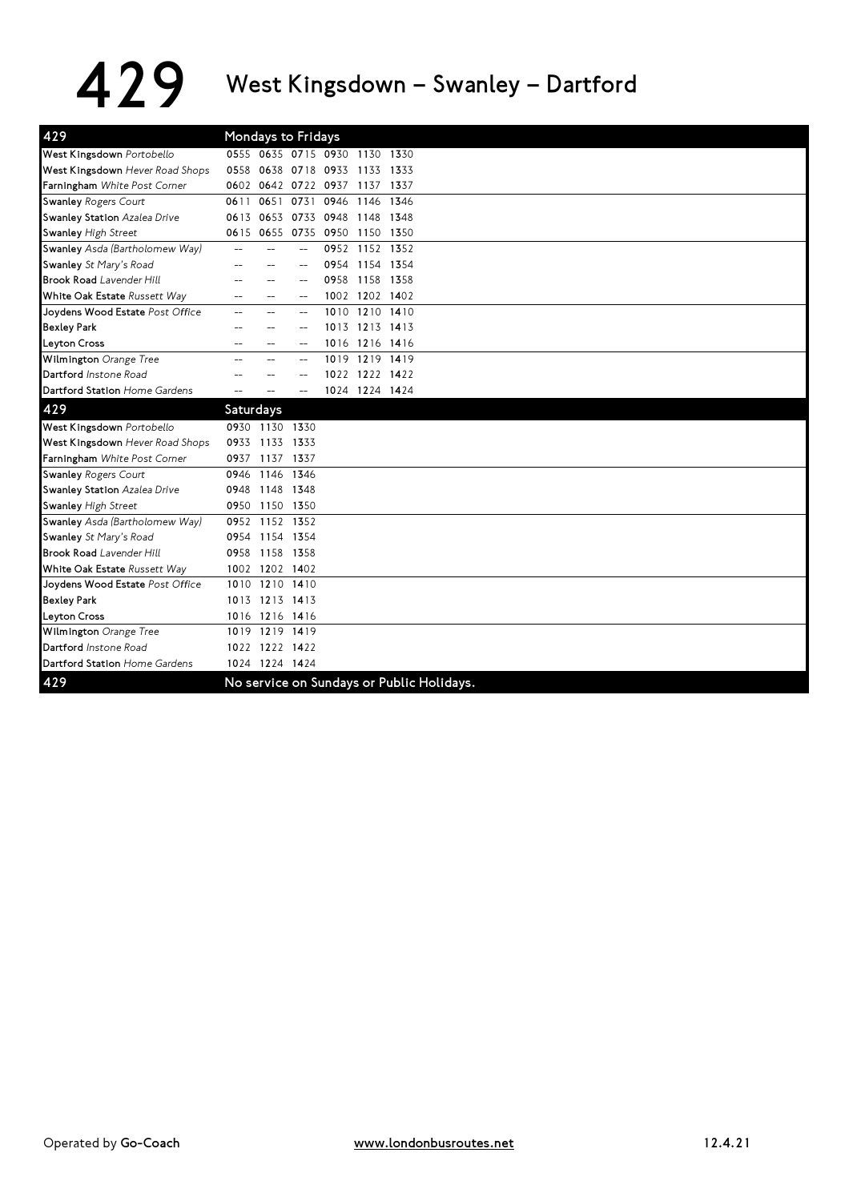# 429 West Kingsdown – Swanley – Dartford

| 429 | Mondays to Fridays | | | | | |
|---|---|---|---|---|---|---|
| **West Kingsdown** *Portobello* | 0555 | 0635 | 0715 | 0930 | 1130 | 1330 |
| **West Kingsdown** *Hever Road Shops* | 0558 | 0638 | 0718 | 0933 | 1133 | 1333 |
| **Farningham** *White Post Corner* | 0602 | 0642 | 0722 | 0937 | 1137 | 1337 |
| **Swanley** *Rogers Court* | 0611 | 0651 | 0731 | 0946 | 1146 | 1346 |
| **Swanley Station** *Azalea Drive* | 0613 | 0653 | 0733 | 0948 | 1148 | 1348 |
| **Swanley** *High Street* | 0615 | 0655 | 0735 | 0950 | 1150 | 1350 |
| **Swanley** *Asda (Bartholomew Way)* | -- | -- | -- | 0952 | 1152 | 1352 |
| **Swanley** *St Mary's Road* | -- | -- | -- | 0954 | 1154 | 1354 |
| **Brook Road** *Lavender Hill* | -- | -- | -- | 0958 | 1158 | 1358 |
| **White Oak Estate** *Russett Way* | -- | -- | -- | 1002 | 1202 | 1402 |
| **Joydens Wood Estate** *Post Office* | -- | -- | -- | 1010 | 1210 | 1410 |
| **Bexley Park** | -- | -- | -- | 1013 | 1213 | 1413 |
| **Leyton Cross** | -- | -- | -- | 1016 | 1216 | 1416 |
| **Wilmington** *Orange Tree* | -- | -- | -- | 1019 | 1219 | 1419 |
| **Dartford** *Instone Road* | -- | -- | -- | 1022 | 1222 | 1422 |
| **Dartford Station** *Home Gardens* | -- | -- | -- | 1024 | 1224 | 1424 |

| 429 | Saturdays | | |
|---|---|---|---|
| **West Kingsdown** *Portobello* | 0930 | 1130 | 1330 |
| **West Kingsdown** *Hever Road Shops* | 0933 | 1133 | 1333 |
| **Farningham** *White Post Corner* | 0937 | 1137 | 1337 |
| **Swanley** *Rogers Court* | 0946 | 1146 | 1346 |
| **Swanley Station** *Azalea Drive* | 0948 | 1148 | 1348 |
| **Swanley** *High Street* | 0950 | 1150 | 1350 |
| **Swanley** *Asda (Bartholomew Way)* | 0952 | 1152 | 1352 |
| **Swanley** *St Mary's Road* | 0954 | 1154 | 1354 |
| **Brook Road** *Lavender Hill* | 0958 | 1158 | 1358 |
| **White Oak Estate** *Russett Way* | 1002 | 1202 | 1402 |
| **Joydens Wood Estate** *Post Office* | 1010 | 1210 | 1410 |
| **Bexley Park** | 1013 | 1213 | 1413 |
| **Leyton Cross** | 1016 | 1216 | 1416 |
| **Wilmington** *Orange Tree* | 1019 | 1219 | 1419 |
| **Dartford** *Instone Road* | 1022 | 1222 | 1422 |
| **Dartford Station** *Home Gardens* | 1024 | 1224 | 1424 |

| 429 | No service on Sundays or Public Holidays. |
|---|---|

Operated by **Go-Coach** www.londonbusroutes.net 12.4.21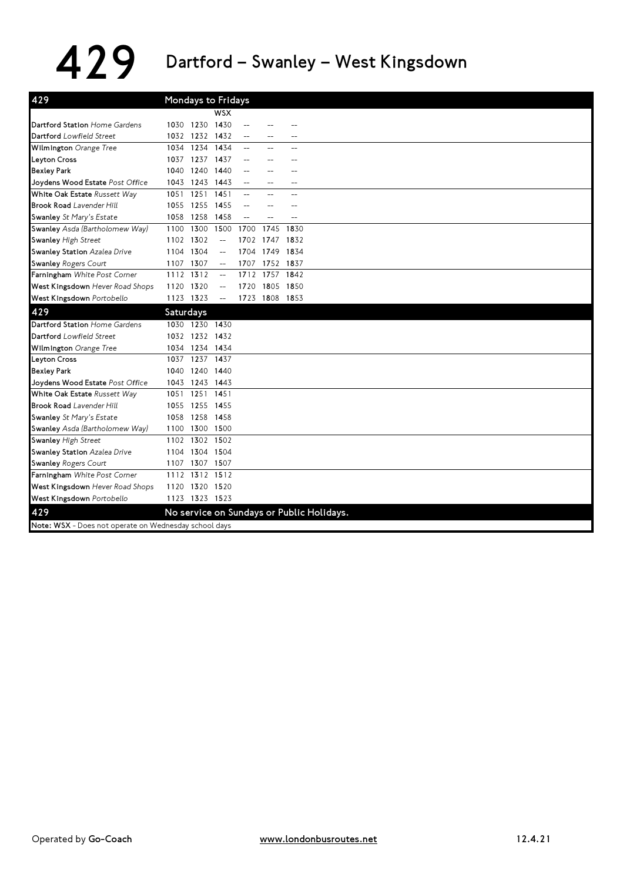# 429 Dartford – Swanley – West Kingsdown

## 429 Mondays to Fridays

| | | | | | | |
|---|---|---|---|---|---|---|
| | | | WSX | | | |
| **Dartford Station** *Home Gardens* | 1030 | 1230 | 1430 | -- | -- | -- |
| **Dartford** *Lowfield Street* | 1032 | 1232 | 1432 | -- | -- | -- |
| **Wilmington** *Orange Tree* | 1034 | 1234 | 1434 | -- | -- | -- |
| **Leyton Cross** | 1037 | 1237 | 1437 | -- | -- | -- |
| **Bexley Park** | 1040 | 1240 | 1440 | -- | -- | -- |
| **Joydens Wood Estate** *Post Office* | 1043 | 1243 | 1443 | -- | -- | -- |
| **White Oak Estate** *Russett Way* | 1051 | 1251 | 1451 | -- | -- | -- |
| **Brook Road** *Lavender Hill* | 1055 | 1255 | 1455 | -- | -- | -- |
| **Swanley** *St Mary's Estate* | 1058 | 1258 | 1458 | -- | -- | -- |
| **Swanley** *Asda (Bartholomew Way)* | 1100 | 1300 | 1500 | 1700 | 1745 | 1830 |
| **Swanley** *High Street* | 1102 | 1302 | -- | 1702 | 1747 | 1832 |
| **Swanley Station** *Azalea Drive* | 1104 | 1304 | -- | 1704 | 1749 | 1834 |
| **Swanley** *Rogers Court* | 1107 | 1307 | -- | 1707 | 1752 | 1837 |
| **Farningham** *White Post Corner* | 1112 | 1312 | -- | 1712 | 1757 | 1842 |
| **West Kingsdown** *Hever Road Shops* | 1120 | 1320 | -- | 1720 | 1805 | 1850 |
| **West Kingsdown** *Portobello* | 1123 | 1323 | -- | 1723 | 1808 | 1853 |

## 429 Saturdays

| | | | |
|---|---|---|---|
| **Dartford Station** *Home Gardens* | 1030 | 1230 | 1430 |
| **Dartford** *Lowfield Street* | 1032 | 1232 | 1432 |
| **Wilmington** *Orange Tree* | 1034 | 1234 | 1434 |
| **Leyton Cross** | 1037 | 1237 | 1437 |
| **Bexley Park** | 1040 | 1240 | 1440 |
| **Joydens Wood Estate** *Post Office* | 1043 | 1243 | 1443 |
| **White Oak Estate** *Russett Way* | 1051 | 1251 | 1451 |
| **Brook Road** *Lavender Hill* | 1055 | 1255 | 1455 |
| **Swanley** *St Mary's Estate* | 1058 | 1258 | 1458 |
| **Swanley** *Asda (Bartholomew Way)* | 1100 | 1300 | 1500 |
| **Swanley** *High Street* | 1102 | 1302 | 1502 |
| **Swanley Station** *Azalea Drive* | 1104 | 1304 | 1504 |
| **Swanley** *Rogers Court* | 1107 | 1307 | 1507 |
| **Farningham** *White Post Corner* | 1112 | 1312 | 1512 |
| **West Kingsdown** *Hever Road Shops* | 1120 | 1320 | 1520 |
| **West Kingsdown** *Portobello* | 1123 | 1323 | 1523 |

## 429 No service on Sundays or Public Holidays.

**Note: WSX** - Does not operate on Wednesday school days

Operated by **Go-Coach** www.londonbusroutes.net 12.4.21